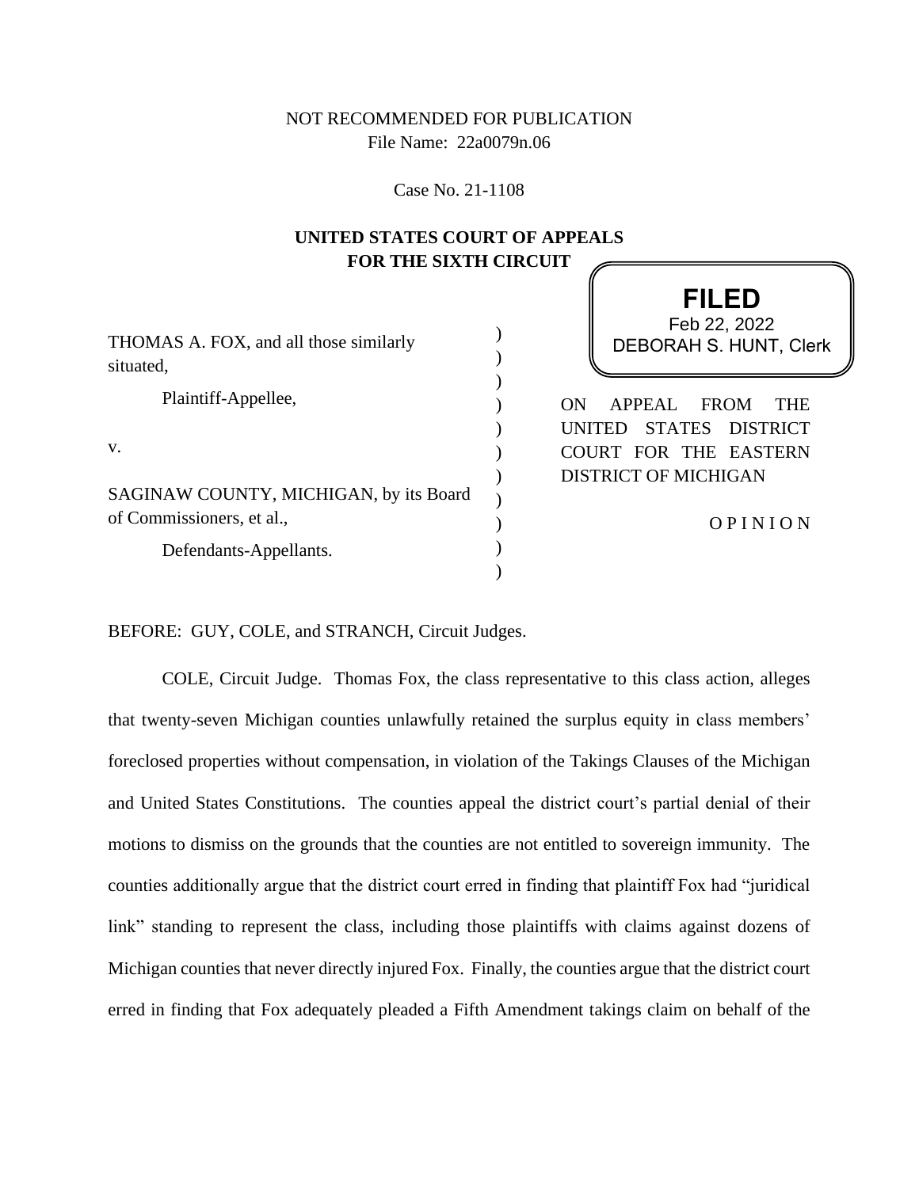NOT RECOMMENDED FOR PUBLICATION
File Name: 22a0079n.06

Case No. 21-1108

**UNITED STATES COURT OF APPEALS**
**FOR THE SIXTH CIRCUIT**

**FILED**
Feb 22, 2022
DEBORAH S. HUNT, Clerk

THOMAS A. FOX, and all those similarly situated,

Plaintiff-Appellee,

v.

SAGINAW COUNTY, MICHIGAN, by its Board of Commissioners, et al.,

Defendants-Appellants.

ON APPEAL FROM THE UNITED STATES DISTRICT COURT FOR THE EASTERN DISTRICT OF MICHIGAN

OPINION

BEFORE: GUY, COLE, and STRANCH, Circuit Judges.

COLE, Circuit Judge. Thomas Fox, the class representative to this class action, alleges that twenty-seven Michigan counties unlawfully retained the surplus equity in class members' foreclosed properties without compensation, in violation of the Takings Clauses of the Michigan and United States Constitutions. The counties appeal the district court's partial denial of their motions to dismiss on the grounds that the counties are not entitled to sovereign immunity. The counties additionally argue that the district court erred in finding that plaintiff Fox had "juridical link" standing to represent the class, including those plaintiffs with claims against dozens of Michigan counties that never directly injured Fox. Finally, the counties argue that the district court erred in finding that Fox adequately pleaded a Fifth Amendment takings claim on behalf of the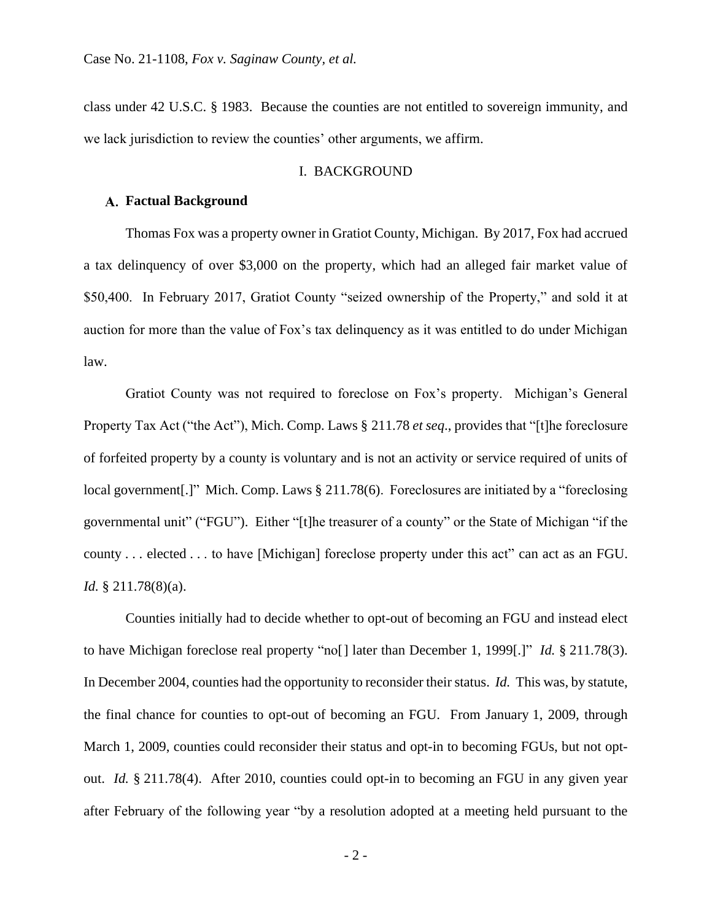class under 42 U.S.C. § 1983. Because the counties are not entitled to sovereign immunity, and we lack jurisdiction to review the counties' other arguments, we affirm.

## I. BACKGROUND

### A. Factual Background

Thomas Fox was a property owner in Gratiot County, Michigan. By 2017, Fox had accrued a tax delinquency of over $3,000 on the property, which had an alleged fair market value of $50,400. In February 2017, Gratiot County "seized ownership of the Property," and sold it at auction for more than the value of Fox's tax delinquency as it was entitled to do under Michigan law.

Gratiot County was not required to foreclose on Fox's property. Michigan's General Property Tax Act ("the Act"), Mich. Comp. Laws § 211.78 *et seq*., provides that "[t]he foreclosure of forfeited property by a county is voluntary and is not an activity or service required of units of local government[.]" Mich. Comp. Laws § 211.78(6). Foreclosures are initiated by a "foreclosing governmental unit" ("FGU"). Either "[t]he treasurer of a county" or the State of Michigan "if the county . . . elected . . . to have [Michigan] foreclose property under this act" can act as an FGU. *Id.* § 211.78(8)(a).

Counties initially had to decide whether to opt-out of becoming an FGU and instead elect to have Michigan foreclose real property "no[] later than December 1, 1999[.]" *Id.* § 211.78(3). In December 2004, counties had the opportunity to reconsider their status. *Id.* This was, by statute, the final chance for counties to opt-out of becoming an FGU. From January 1, 2009, through March 1, 2009, counties could reconsider their status and opt-in to becoming FGUs, but not opt-out. *Id.* § 211.78(4). After 2010, counties could opt-in to becoming an FGU in any given year after February of the following year "by a resolution adopted at a meeting held pursuant to the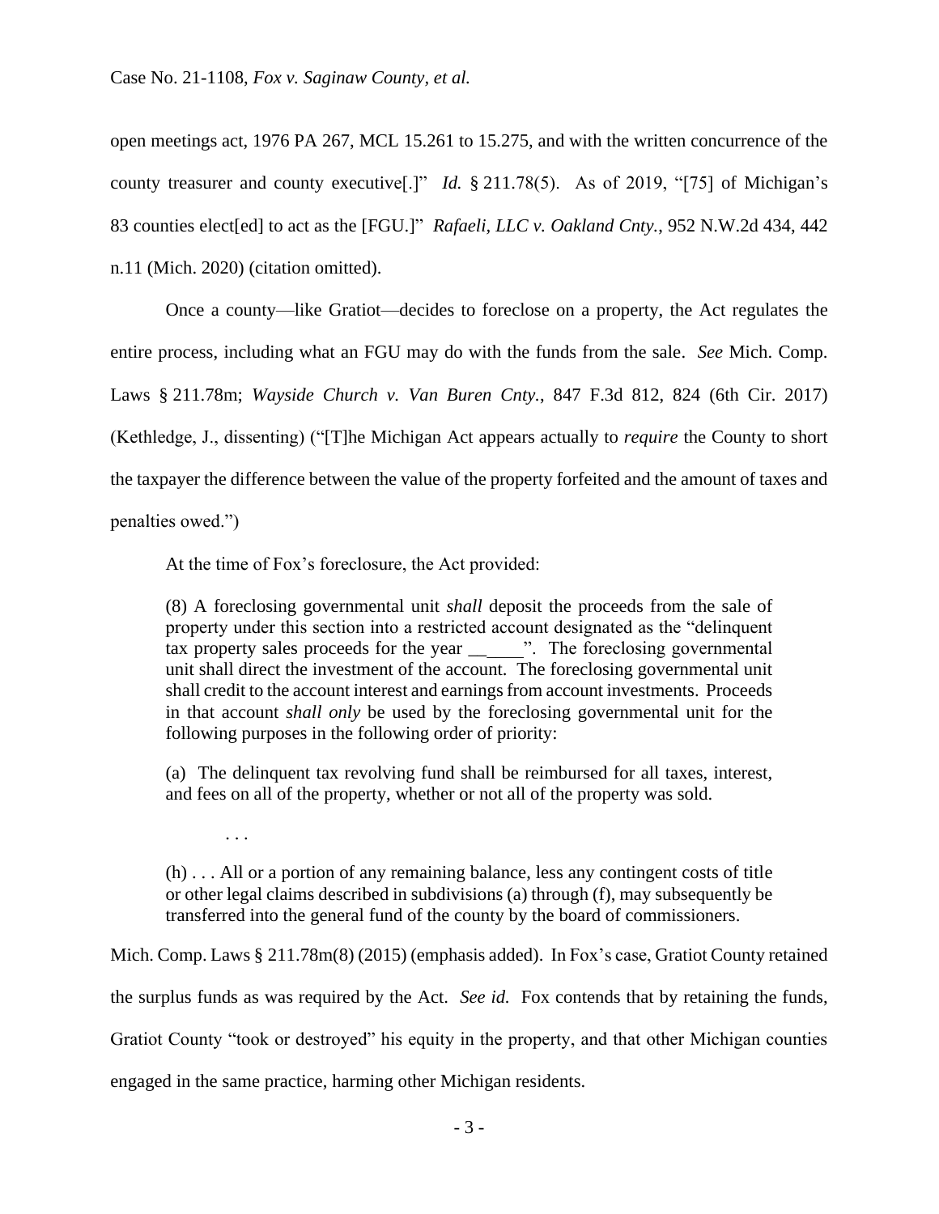open meetings act, 1976 PA 267, MCL 15.261 to 15.275, and with the written concurrence of the county treasurer and county executive[.]" *Id.* § 211.78(5). As of 2019, "[75] of Michigan's 83 counties elect[ed] to act as the [FGU.]" *Rafaeli, LLC v. Oakland Cnty.*, 952 N.W.2d 434, 442 n.11 (Mich. 2020) (citation omitted).

Once a county—like Gratiot—decides to foreclose on a property, the Act regulates the entire process, including what an FGU may do with the funds from the sale. *See* Mich. Comp. Laws § 211.78m; *Wayside Church v. Van Buren Cnty.*, 847 F.3d 812, 824 (6th Cir. 2017) (Kethledge, J., dissenting) ("[T]he Michigan Act appears actually to *require* the County to short the taxpayer the difference between the value of the property forfeited and the amount of taxes and penalties owed.")

At the time of Fox's foreclosure, the Act provided:

> (8) A foreclosing governmental unit *shall* deposit the proceeds from the sale of property under this section into a restricted account designated as the "delinquent tax property sales proceeds for the year ______". The foreclosing governmental unit shall direct the investment of the account. The foreclosing governmental unit shall credit to the account interest and earnings from account investments. Proceeds in that account *shall only* be used by the foreclosing governmental unit for the following purposes in the following order of priority:
>
> (a) The delinquent tax revolving fund shall be reimbursed for all taxes, interest, and fees on all of the property, whether or not all of the property was sold.
>
> . . .
>
> (h) . . . All or a portion of any remaining balance, less any contingent costs of title or other legal claims described in subdivisions (a) through (f), may subsequently be transferred into the general fund of the county by the board of commissioners.

Mich. Comp. Laws § 211.78m(8) (2015) (emphasis added). In Fox's case, Gratiot County retained the surplus funds as was required by the Act. *See id.* Fox contends that by retaining the funds, Gratiot County "took or destroyed" his equity in the property, and that other Michigan counties engaged in the same practice, harming other Michigan residents.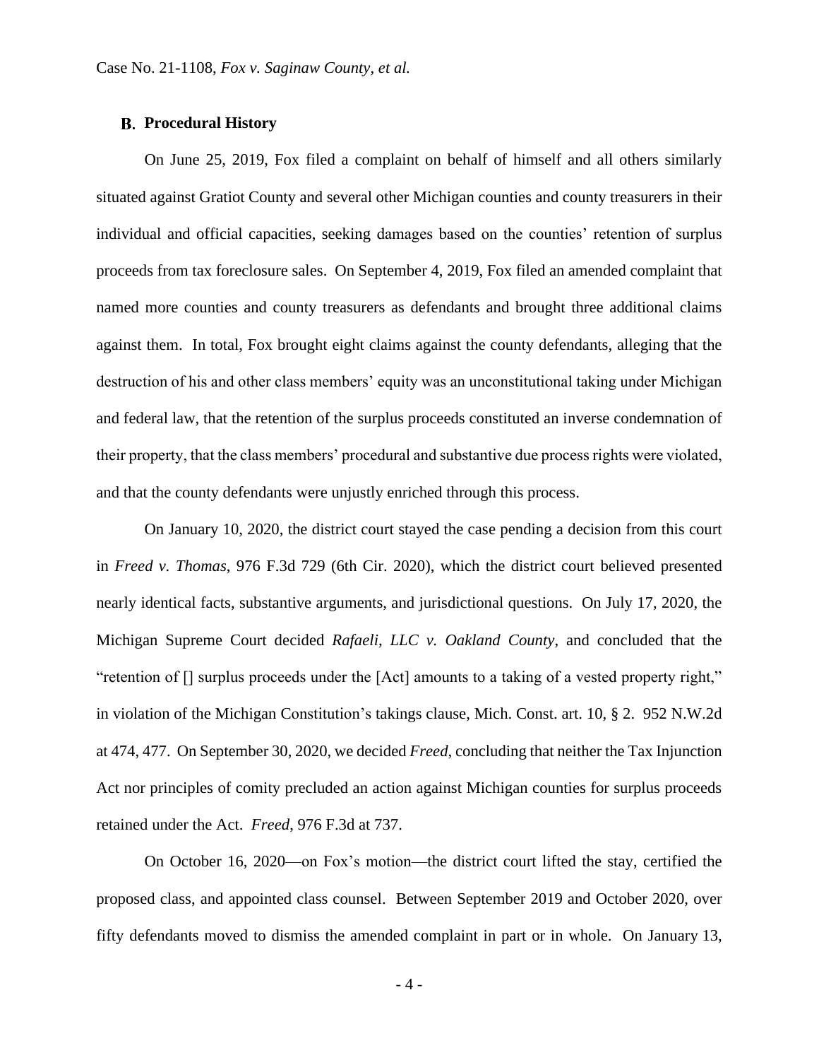## B. Procedural History

On June 25, 2019, Fox filed a complaint on behalf of himself and all others similarly situated against Gratiot County and several other Michigan counties and county treasurers in their individual and official capacities, seeking damages based on the counties' retention of surplus proceeds from tax foreclosure sales. On September 4, 2019, Fox filed an amended complaint that named more counties and county treasurers as defendants and brought three additional claims against them. In total, Fox brought eight claims against the county defendants, alleging that the destruction of his and other class members' equity was an unconstitutional taking under Michigan and federal law, that the retention of the surplus proceeds constituted an inverse condemnation of their property, that the class members' procedural and substantive due process rights were violated, and that the county defendants were unjustly enriched through this process.

On January 10, 2020, the district court stayed the case pending a decision from this court in *Freed v. Thomas*, 976 F.3d 729 (6th Cir. 2020), which the district court believed presented nearly identical facts, substantive arguments, and jurisdictional questions. On July 17, 2020, the Michigan Supreme Court decided *Rafaeli, LLC v. Oakland County*, and concluded that the "retention of [] surplus proceeds under the [Act] amounts to a taking of a vested property right," in violation of the Michigan Constitution's takings clause, Mich. Const. art. 10, § 2. 952 N.W.2d at 474, 477. On September 30, 2020, we decided *Freed*, concluding that neither the Tax Injunction Act nor principles of comity precluded an action against Michigan counties for surplus proceeds retained under the Act. *Freed*, 976 F.3d at 737.

On October 16, 2020—on Fox's motion—the district court lifted the stay, certified the proposed class, and appointed class counsel. Between September 2019 and October 2020, over fifty defendants moved to dismiss the amended complaint in part or in whole. On January 13,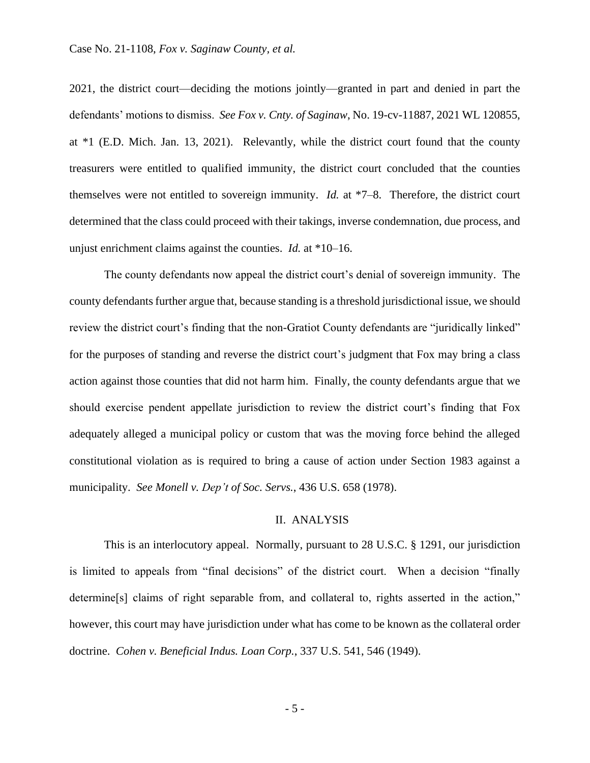2021, the district court—deciding the motions jointly—granted in part and denied in part the defendants' motions to dismiss. *See Fox v. Cnty. of Saginaw*, No. 19-cv-11887, 2021 WL 120855, at *1 (E.D. Mich. Jan. 13, 2021). Relevantly, while the district court found that the county treasurers were entitled to qualified immunity, the district court concluded that the counties themselves were not entitled to sovereign immunity. *Id.* at *7–8. Therefore, the district court determined that the class could proceed with their takings, inverse condemnation, due process, and unjust enrichment claims against the counties. *Id.* at *10–16.

The county defendants now appeal the district court's denial of sovereign immunity. The county defendants further argue that, because standing is a threshold jurisdictional issue, we should review the district court's finding that the non-Gratiot County defendants are "juridically linked" for the purposes of standing and reverse the district court's judgment that Fox may bring a class action against those counties that did not harm him. Finally, the county defendants argue that we should exercise pendent appellate jurisdiction to review the district court's finding that Fox adequately alleged a municipal policy or custom that was the moving force behind the alleged constitutional violation as is required to bring a cause of action under Section 1983 against a municipality. *See Monell v. Dep't of Soc. Servs.*, 436 U.S. 658 (1978).

## II. ANALYSIS

This is an interlocutory appeal. Normally, pursuant to 28 U.S.C. § 1291, our jurisdiction is limited to appeals from "final decisions" of the district court. When a decision "finally determine[s] claims of right separable from, and collateral to, rights asserted in the action," however, this court may have jurisdiction under what has come to be known as the collateral order doctrine. *Cohen v. Beneficial Indus. Loan Corp.*, 337 U.S. 541, 546 (1949).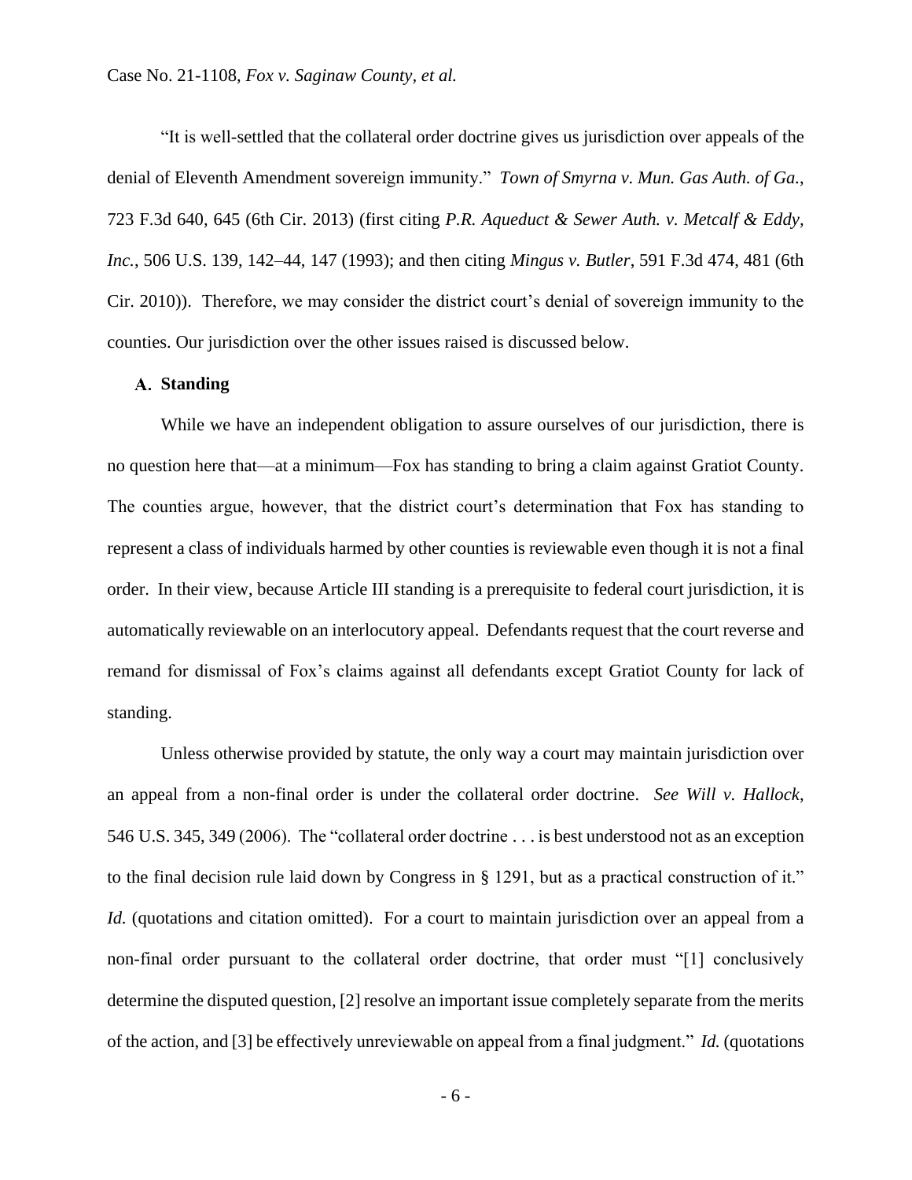"It is well-settled that the collateral order doctrine gives us jurisdiction over appeals of the denial of Eleventh Amendment sovereign immunity." *Town of Smyrna v. Mun. Gas Auth. of Ga.*, 723 F.3d 640, 645 (6th Cir. 2013) (first citing *P.R. Aqueduct & Sewer Auth. v. Metcalf & Eddy, Inc.*, 506 U.S. 139, 142–44, 147 (1993); and then citing *Mingus v. Butler*, 591 F.3d 474, 481 (6th Cir. 2010)). Therefore, we may consider the district court's denial of sovereign immunity to the counties. Our jurisdiction over the other issues raised is discussed below.

### A. Standing

While we have an independent obligation to assure ourselves of our jurisdiction, there is no question here that—at a minimum—Fox has standing to bring a claim against Gratiot County. The counties argue, however, that the district court's determination that Fox has standing to represent a class of individuals harmed by other counties is reviewable even though it is not a final order. In their view, because Article III standing is a prerequisite to federal court jurisdiction, it is automatically reviewable on an interlocutory appeal. Defendants request that the court reverse and remand for dismissal of Fox's claims against all defendants except Gratiot County for lack of standing.

Unless otherwise provided by statute, the only way a court may maintain jurisdiction over an appeal from a non-final order is under the collateral order doctrine. *See Will v. Hallock*, 546 U.S. 345, 349 (2006). The "collateral order doctrine . . . is best understood not as an exception to the final decision rule laid down by Congress in § 1291, but as a practical construction of it." *Id.* (quotations and citation omitted). For a court to maintain jurisdiction over an appeal from a non-final order pursuant to the collateral order doctrine, that order must "[1] conclusively determine the disputed question, [2] resolve an important issue completely separate from the merits of the action, and [3] be effectively unreviewable on appeal from a final judgment." *Id.* (quotations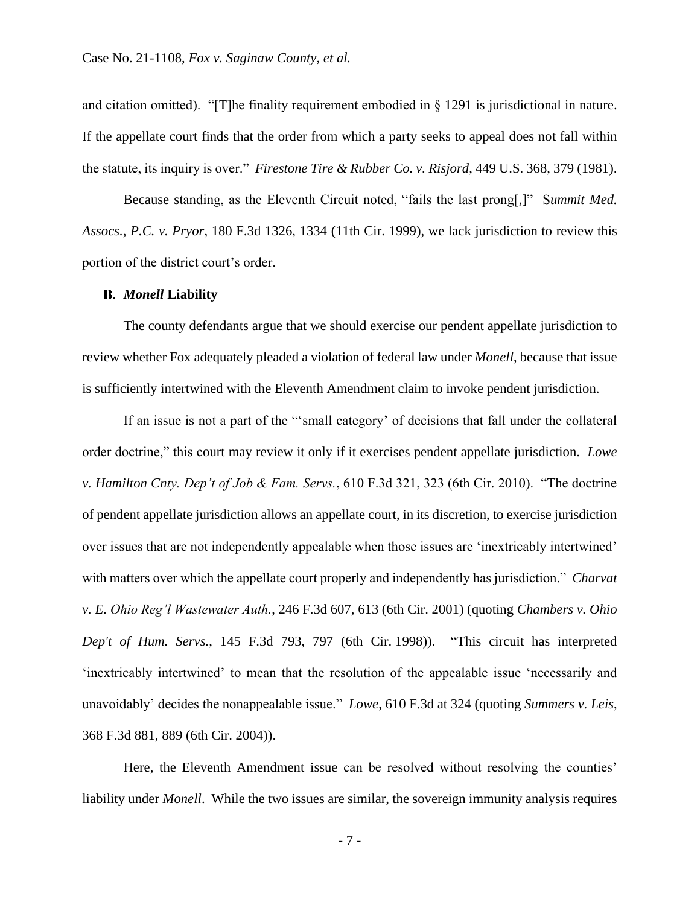and citation omitted). "[T]he finality requirement embodied in § 1291 is jurisdictional in nature. If the appellate court finds that the order from which a party seeks to appeal does not fall within the statute, its inquiry is over." *Firestone Tire & Rubber Co. v. Risjord*, 449 U.S. 368, 379 (1981).

Because standing, as the Eleventh Circuit noted, "fails the last prong[,]" S*ummit Med. Assocs., P.C. v. Pryor*, 180 F.3d 1326, 1334 (11th Cir. 1999), we lack jurisdiction to review this portion of the district court's order.

### B. *Monell* Liability

The county defendants argue that we should exercise our pendent appellate jurisdiction to review whether Fox adequately pleaded a violation of federal law under *Monell*, because that issue is sufficiently intertwined with the Eleventh Amendment claim to invoke pendent jurisdiction.

If an issue is not a part of the "'small category' of decisions that fall under the collateral order doctrine," this court may review it only if it exercises pendent appellate jurisdiction. *Lowe v. Hamilton Cnty. Dep't of Job & Fam. Servs.*, 610 F.3d 321, 323 (6th Cir. 2010). "The doctrine of pendent appellate jurisdiction allows an appellate court, in its discretion, to exercise jurisdiction over issues that are not independently appealable when those issues are 'inextricably intertwined' with matters over which the appellate court properly and independently has jurisdiction." *Charvat v. E. Ohio Reg'l Wastewater Auth.*, 246 F.3d 607, 613 (6th Cir. 2001) (quoting *Chambers v. Ohio Dep't of Hum. Servs.*, 145 F.3d 793, 797 (6th Cir. 1998)). "This circuit has interpreted 'inextricably intertwined' to mean that the resolution of the appealable issue 'necessarily and unavoidably' decides the nonappealable issue." *Lowe*, 610 F.3d at 324 (quoting *Summers v. Leis*, 368 F.3d 881, 889 (6th Cir. 2004)).

Here, the Eleventh Amendment issue can be resolved without resolving the counties' liability under *Monell*. While the two issues are similar, the sovereign immunity analysis requires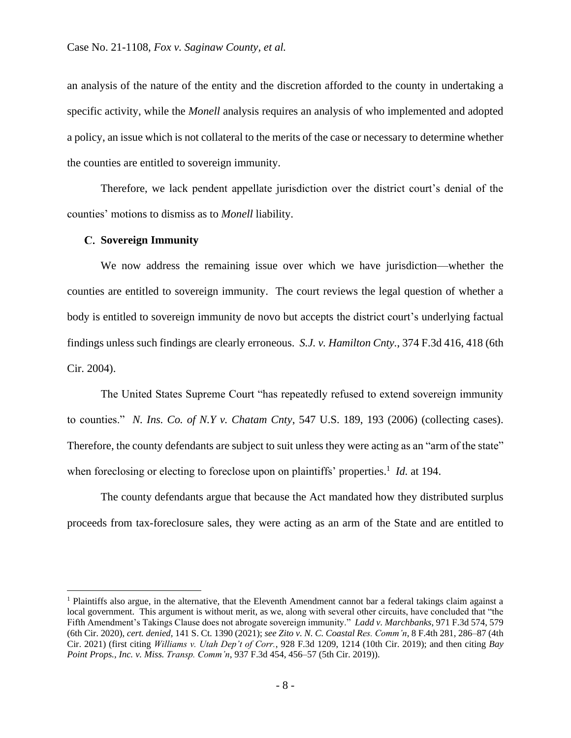an analysis of the nature of the entity and the discretion afforded to the county in undertaking a specific activity, while the *Monell* analysis requires an analysis of who implemented and adopted a policy, an issue which is not collateral to the merits of the case or necessary to determine whether the counties are entitled to sovereign immunity.

Therefore, we lack pendent appellate jurisdiction over the district court's denial of the counties' motions to dismiss as to *Monell* liability.

### C. Sovereign Immunity

We now address the remaining issue over which we have jurisdiction—whether the counties are entitled to sovereign immunity. The court reviews the legal question of whether a body is entitled to sovereign immunity de novo but accepts the district court's underlying factual findings unless such findings are clearly erroneous. *S.J. v. Hamilton Cnty.*, 374 F.3d 416, 418 (6th Cir. 2004).

The United States Supreme Court "has repeatedly refused to extend sovereign immunity to counties." *N. Ins. Co. of N.Y v. Chatam Cnty*, 547 U.S. 189, 193 (2006) (collecting cases). Therefore, the county defendants are subject to suit unless they were acting as an "arm of the state" when foreclosing or electing to foreclose upon on plaintiffs' properties.[1] *Id.* at 194.

The county defendants argue that because the Act mandated how they distributed surplus proceeds from tax-foreclosure sales, they were acting as an arm of the State and are entitled to

[1] Plaintiffs also argue, in the alternative, that the Eleventh Amendment cannot bar a federal takings claim against a local government. This argument is without merit, as we, along with several other circuits, have concluded that "the Fifth Amendment's Takings Clause does not abrogate sovereign immunity." *Ladd v. Marchbanks*, 971 F.3d 574, 579 (6th Cir. 2020), *cert. denied*, 141 S. Ct. 1390 (2021); *see Zito v. N. C. Coastal Res. Comm'n*, 8 F.4th 281, 286–87 (4th Cir. 2021) (first citing *Williams v. Utah Dep't of Corr.*, 928 F.3d 1209, 1214 (10th Cir. 2019); and then citing *Bay Point Props., Inc. v. Miss. Transp. Comm'n*, 937 F.3d 454, 456–57 (5th Cir. 2019)).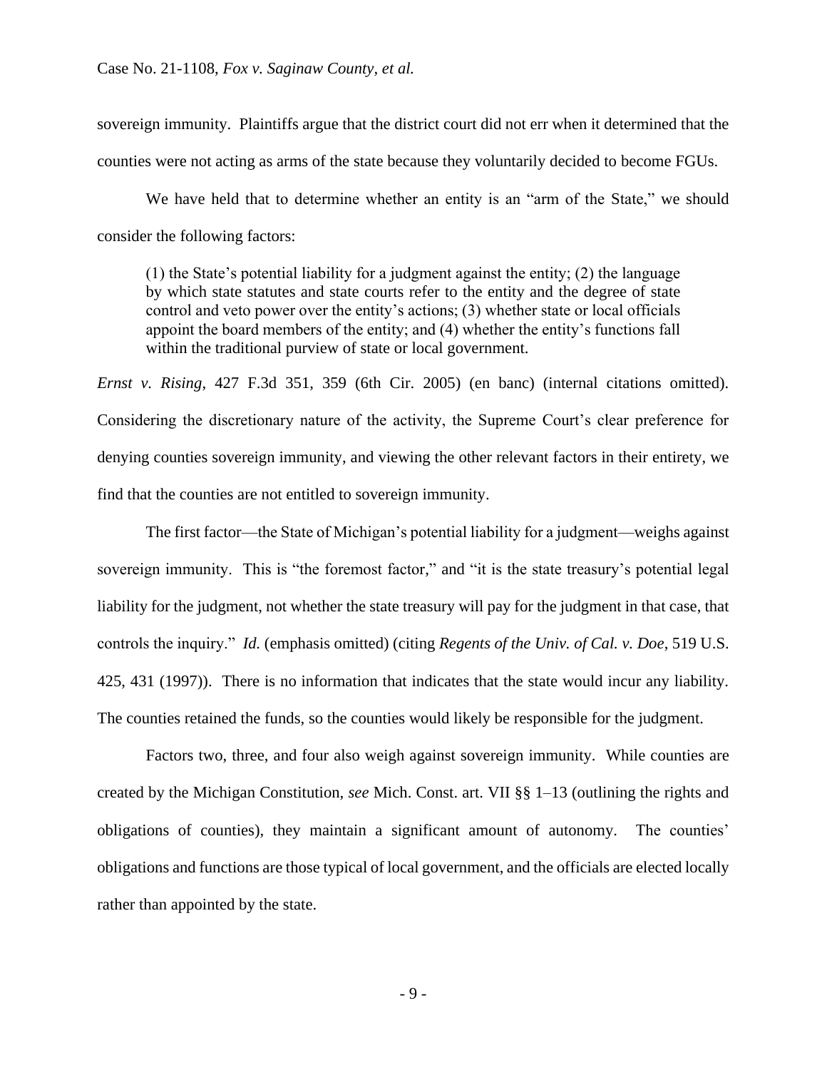sovereign immunity. Plaintiffs argue that the district court did not err when it determined that the counties were not acting as arms of the state because they voluntarily decided to become FGUs.

We have held that to determine whether an entity is an "arm of the State," we should consider the following factors:

> (1) the State's potential liability for a judgment against the entity; (2) the language by which state statutes and state courts refer to the entity and the degree of state control and veto power over the entity's actions; (3) whether state or local officials appoint the board members of the entity; and (4) whether the entity's functions fall within the traditional purview of state or local government.

*Ernst v. Rising*, 427 F.3d 351, 359 (6th Cir. 2005) (en banc) (internal citations omitted). Considering the discretionary nature of the activity, the Supreme Court's clear preference for denying counties sovereign immunity, and viewing the other relevant factors in their entirety, we find that the counties are not entitled to sovereign immunity.

The first factor—the State of Michigan's potential liability for a judgment—weighs against sovereign immunity. This is "the foremost factor," and "it is the state treasury's potential legal liability for the judgment, not whether the state treasury will pay for the judgment in that case, that controls the inquiry." *Id.* (emphasis omitted) (citing *Regents of the Univ. of Cal. v. Doe*, 519 U.S. 425, 431 (1997)). There is no information that indicates that the state would incur any liability. The counties retained the funds, so the counties would likely be responsible for the judgment.

Factors two, three, and four also weigh against sovereign immunity. While counties are created by the Michigan Constitution, *see* Mich. Const. art. VII §§ 1–13 (outlining the rights and obligations of counties), they maintain a significant amount of autonomy. The counties' obligations and functions are those typical of local government, and the officials are elected locally rather than appointed by the state.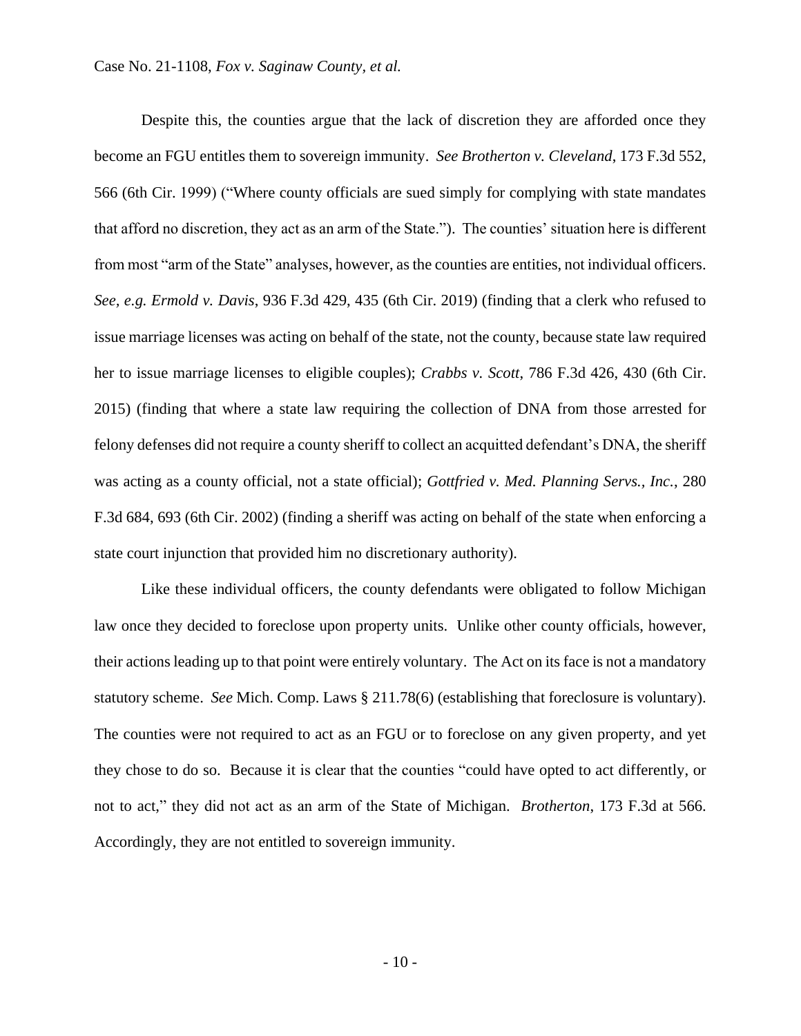Despite this, the counties argue that the lack of discretion they are afforded once they become an FGU entitles them to sovereign immunity. *See Brotherton v. Cleveland*, 173 F.3d 552, 566 (6th Cir. 1999) ("Where county officials are sued simply for complying with state mandates that afford no discretion, they act as an arm of the State."). The counties' situation here is different from most "arm of the State" analyses, however, as the counties are entities, not individual officers. *See, e.g. Ermold v. Davis*, 936 F.3d 429, 435 (6th Cir. 2019) (finding that a clerk who refused to issue marriage licenses was acting on behalf of the state, not the county, because state law required her to issue marriage licenses to eligible couples); *Crabbs v. Scott*, 786 F.3d 426, 430 (6th Cir. 2015) (finding that where a state law requiring the collection of DNA from those arrested for felony defenses did not require a county sheriff to collect an acquitted defendant's DNA, the sheriff was acting as a county official, not a state official); *Gottfried v. Med. Planning Servs., Inc.*, 280 F.3d 684, 693 (6th Cir. 2002) (finding a sheriff was acting on behalf of the state when enforcing a state court injunction that provided him no discretionary authority).

Like these individual officers, the county defendants were obligated to follow Michigan law once they decided to foreclose upon property units. Unlike other county officials, however, their actions leading up to that point were entirely voluntary. The Act on its face is not a mandatory statutory scheme. *See* Mich. Comp. Laws § 211.78(6) (establishing that foreclosure is voluntary). The counties were not required to act as an FGU or to foreclose on any given property, and yet they chose to do so. Because it is clear that the counties "could have opted to act differently, or not to act," they did not act as an arm of the State of Michigan. *Brotherton*, 173 F.3d at 566. Accordingly, they are not entitled to sovereign immunity.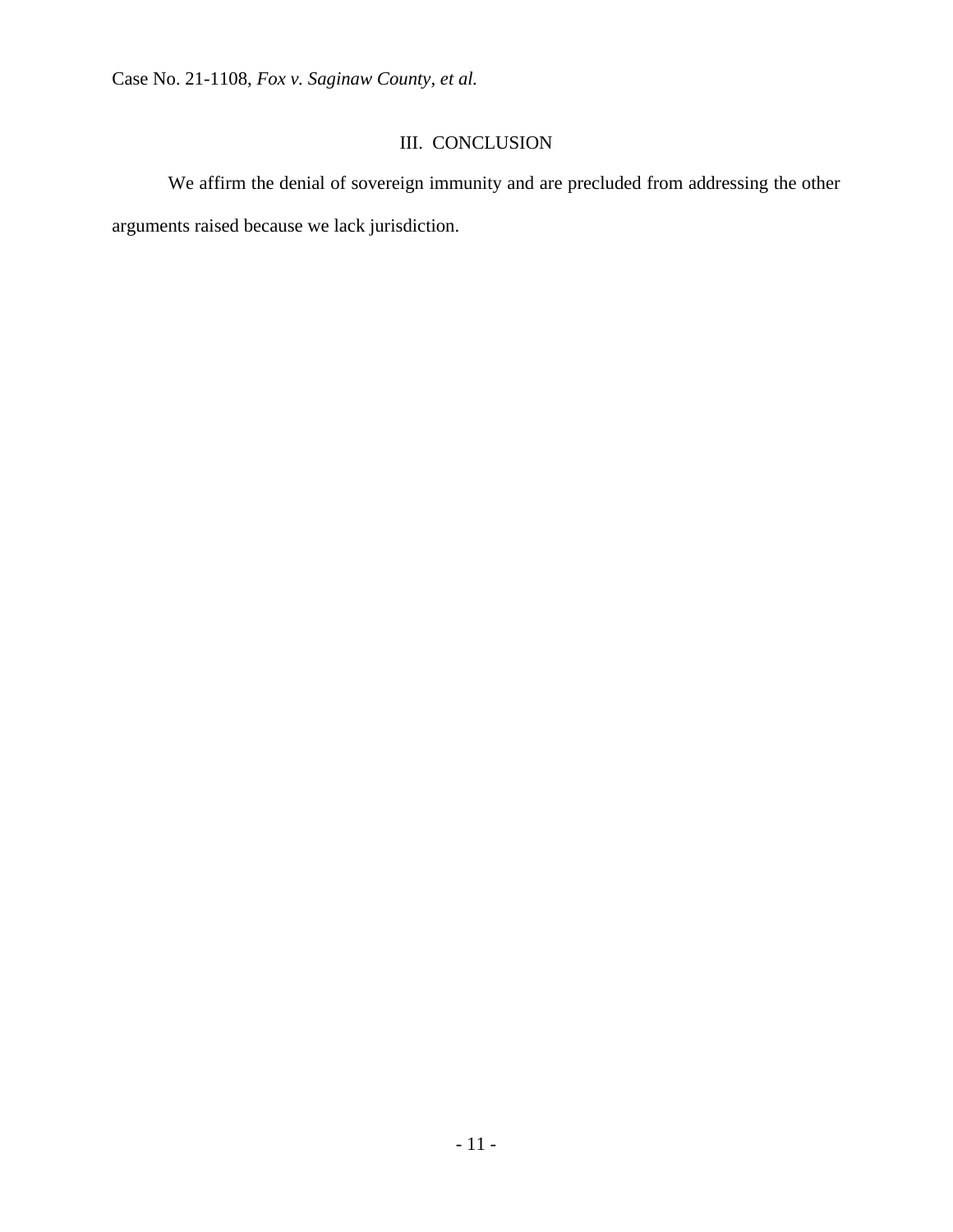## III. CONCLUSION

We affirm the denial of sovereign immunity and are precluded from addressing the other arguments raised because we lack jurisdiction.